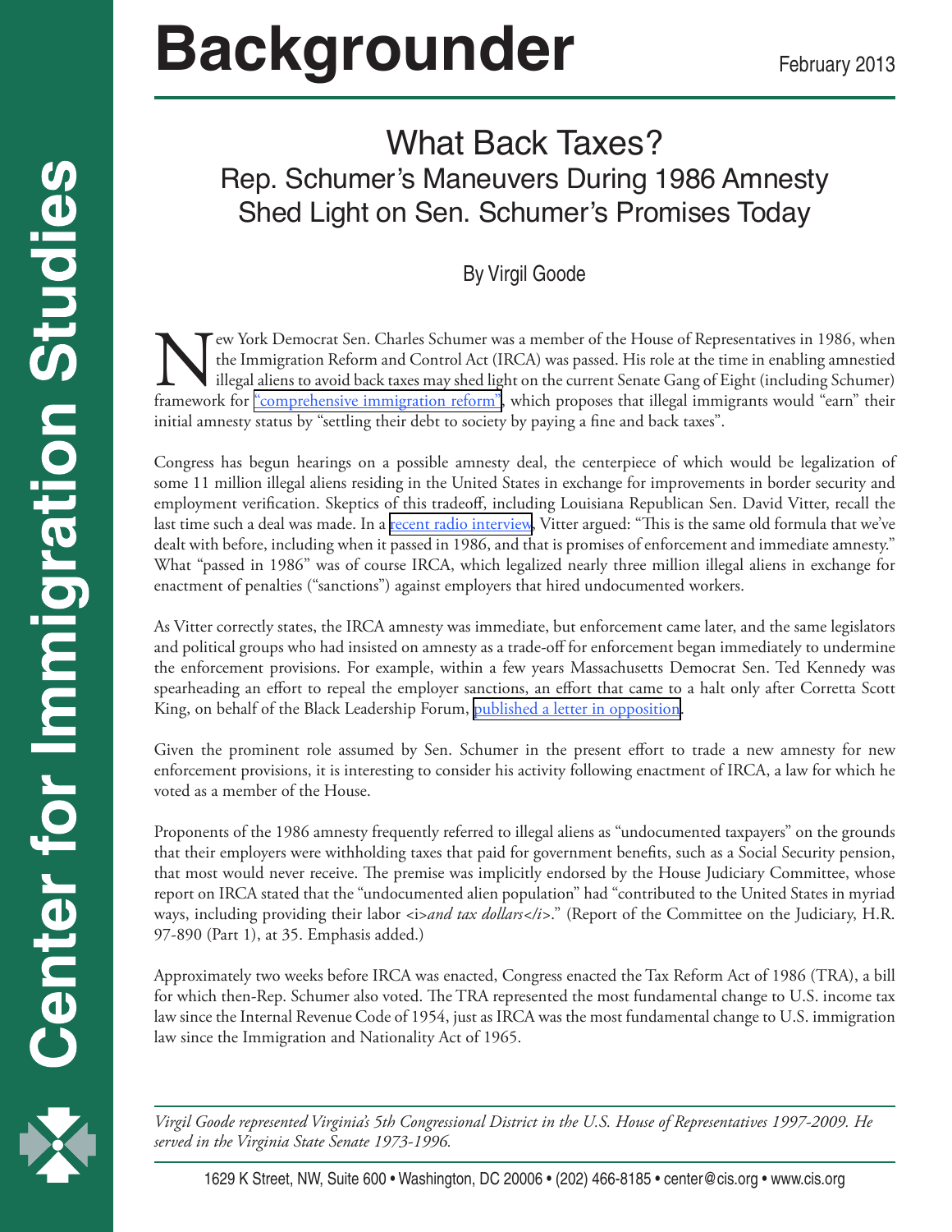# Backgrounder

February 2013

## What Back Taxes?

### Rep. Schumer's Maneuvers During 1986 Amnesty Shed Light on Sen. Schumer's Promises Today

By Virgil Goode

New York Democrat Sen. Charles Schumer was a member of the House of Representatives in 1986, when the Immigration Reform and Control Act (IRCA) was passed. His role at the time in enabling amnestied illegal aliens to avoid back taxes may shed light on the current Senate Gang of Eight (including Schumer) framework for "comprehensive immigration reform", which proposes that illegal immigrants would "earn" their initial amnesty status by "settling their debt to society by paying a fine and back taxes".

Congress has begun hearings on a possible amnesty deal, the centerpiece of which would be legalization of some 11 million illegal aliens residing in the United States in exchange for improvements in border security and employment verification. Skeptics of this tradeoff, including Louisiana Republican Sen. David Vitter, recall the last time such a deal was made. In a recent radio interview, Vitter argued: "This is the same old formula that we've dealt with before, including when it passed in 1986, and that is promises of enforcement and immediate amnesty." What "passed in 1986" was of course IRCA, which legalized nearly three million illegal aliens in exchange for enactment of penalties ("sanctions") against employers that hired undocumented workers.

As Vitter correctly states, the IRCA amnesty was immediate, but enforcement came later, and the same legislators and political groups who had insisted on amnesty as a trade-off for enforcement began immediately to undermine the enforcement provisions. For example, within a few years Massachusetts Democrat Sen. Ted Kennedy was spearheading an effort to repeal the employer sanctions, an effort that came to a halt only after Corretta Scott King, on behalf of the Black Leadership Forum, published a letter in opposition.

Given the prominent role assumed by Sen. Schumer in the present effort to trade a new amnesty for new enforcement provisions, it is interesting to consider his activity following enactment of IRCA, a law for which he voted as a member of the House.

Proponents of the 1986 amnesty frequently referred to illegal aliens as "undocumented taxpayers" on the grounds that their employers were withholding taxes that paid for government benefits, such as a Social Security pension, that most would never receive. The premise was implicitly endorsed by the House Judiciary Committee, whose report on IRCA stated that the "undocumented alien population" had "contributed to the United States in myriad ways, including providing their labor <i>*and tax dollars*</i>." (Report of the Committee on the Judiciary, H.R. 97-890 (Part 1), at 35. Emphasis added.)

Approximately two weeks before IRCA was enacted, Congress enacted the Tax Reform Act of 1986 (TRA), a bill for which then-Rep. Schumer also voted. The TRA represented the most fundamental change to U.S. income tax law since the Internal Revenue Code of 1954, just as IRCA was the most fundamental change to U.S. immigration law since the Immigration and Nationality Act of 1965.

*Virgil Goode represented Virginia's 5th Congressional District in the U.S. House of Representatives 1997-2009. He served in the Virginia State Senate 1973-1996.*

1629 K Street, NW, Suite 600 • Washington, DC 20006 • (202) 466-8185 • center@cis.org • www.cis.org

Center for Immigration Studies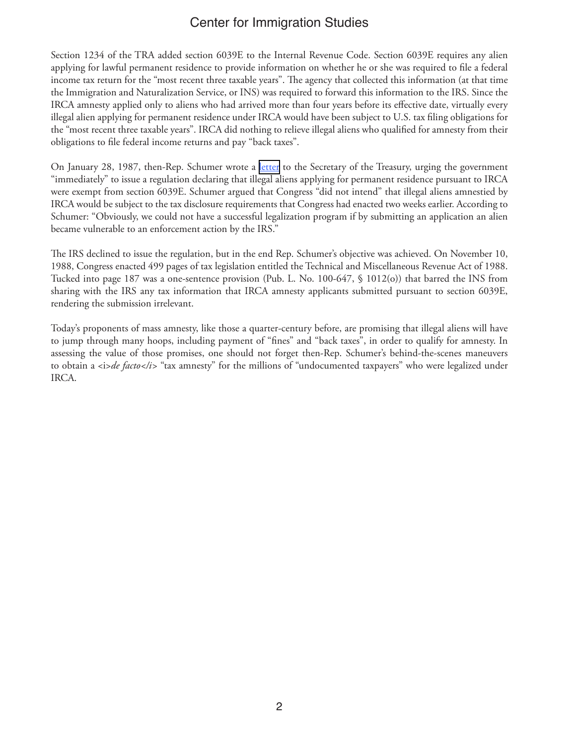Section 1234 of the TRA added section 6039E to the Internal Revenue Code. Section 6039E requires any alien applying for lawful permanent residence to provide information on whether he or she was required to file a federal income tax return for the "most recent three taxable years". The agency that collected this information (at that time the Immigration and Naturalization Service, or INS) was required to forward this information to the IRS. Since the IRCA amnesty applied only to aliens who had arrived more than four years before its effective date, virtually every illegal alien applying for permanent residence under IRCA would have been subject to U.S. tax filing obligations for the "most recent three taxable years". IRCA did nothing to relieve illegal aliens who qualified for amnesty from their obligations to file federal income returns and pay "back taxes".

On January 28, 1987, then-Rep. Schumer wrote a letter to the Secretary of the Treasury, urging the government "immediately" to issue a regulation declaring that illegal aliens applying for permanent residence pursuant to IRCA were exempt from section 6039E. Schumer argued that Congress "did not intend" that illegal aliens amnestied by IRCA would be subject to the tax disclosure requirements that Congress had enacted two weeks earlier. According to Schumer: "Obviously, we could not have a successful legalization program if by submitting an application an alien became vulnerable to an enforcement action by the IRS."

The IRS declined to issue the regulation, but in the end Rep. Schumer's objective was achieved. On November 10, 1988, Congress enacted 499 pages of tax legislation entitled the Technical and Miscellaneous Revenue Act of 1988. Tucked into page 187 was a one-sentence provision (Pub. L. No. 100-647, § 1012(o)) that barred the INS from sharing with the IRS any tax information that IRCA amnesty applicants submitted pursuant to section 6039E, rendering the submission irrelevant.

Today's proponents of mass amnesty, like those a quarter-century before, are promising that illegal aliens will have to jump through many hoops, including payment of "fines" and "back taxes", in order to qualify for amnesty. In assessing the value of those promises, one should not forget then-Rep. Schumer's behind-the-scenes maneuvers to obtain a <i>*de facto*</i> "tax amnesty" for the millions of "undocumented taxpayers" who were legalized under IRCA.